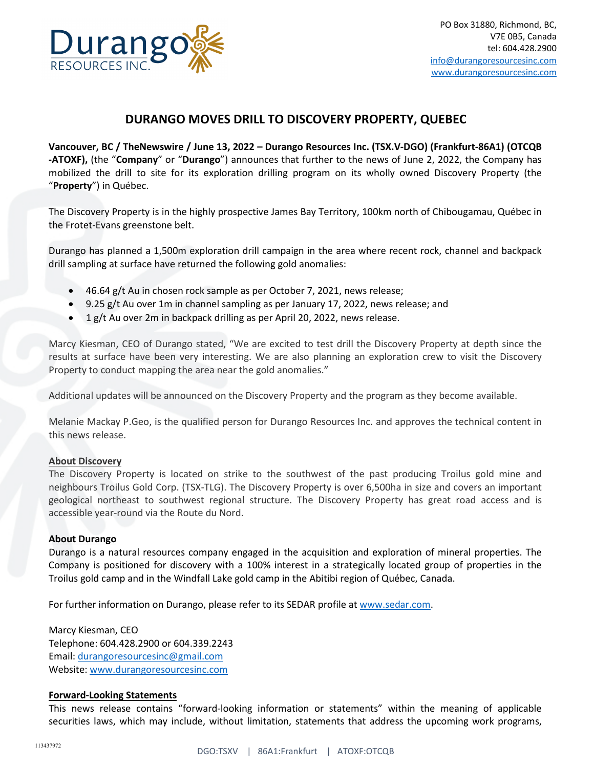PO Box 31880, Richmond, BC,
V7E 0B5, Canada
tel: 604.428.2900
info@durangoresourcesinc.com
www.durangoresourcesinc.com

# DURANGO MOVES DRILL TO DISCOVERY PROPERTY, QUEBEC

**Vancouver, BC / TheNewswire / June 13, 2022 – Durango Resources Inc. (TSX.V-DGO) (Frankfurt-86A1) (OTCQB -ATOXF),** (the "**Company**" or "**Durango**") announces that further to the news of June 2, 2022, the Company has mobilized the drill to site for its exploration drilling program on its wholly owned Discovery Property (the "**Property**") in Québec.

The Discovery Property is in the highly prospective James Bay Territory, 100km north of Chibougamau, Québec in the Frotet-Evans greenstone belt.

Durango has planned a 1,500m exploration drill campaign in the area where recent rock, channel and backpack drill sampling at surface have returned the following gold anomalies:

- 46.64 g/t Au in chosen rock sample as per October 7, 2021, news release;
- 9.25 g/t Au over 1m in channel sampling as per January 17, 2022, news release; and
- 1 g/t Au over 2m in backpack drilling as per April 20, 2022, news release.

Marcy Kiesman, CEO of Durango stated, "We are excited to test drill the Discovery Property at depth since the results at surface have been very interesting. We are also planning an exploration crew to visit the Discovery Property to conduct mapping the area near the gold anomalies."

Additional updates will be announced on the Discovery Property and the program as they become available.

Melanie Mackay P.Geo, is the qualified person for Durango Resources Inc. and approves the technical content in this news release.

**About Discovery**

The Discovery Property is located on strike to the southwest of the past producing Troilus gold mine and neighbours Troilus Gold Corp. (TSX-TLG). The Discovery Property is over 6,500ha in size and covers an important geological northeast to southwest regional structure. The Discovery Property has great road access and is accessible year-round via the Route du Nord.

**About Durango**

Durango is a natural resources company engaged in the acquisition and exploration of mineral properties. The Company is positioned for discovery with a 100% interest in a strategically located group of properties in the Troilus gold camp and in the Windfall Lake gold camp in the Abitibi region of Québec, Canada.

For further information on Durango, please refer to its SEDAR profile at www.sedar.com.

Marcy Kiesman, CEO
Telephone: 604.428.2900 or 604.339.2243
Email: durangoresourcesinc@gmail.com
Website: www.durangoresourcesinc.com

**Forward-Looking Statements**

This news release contains "forward-looking information or statements" within the meaning of applicable securities laws, which may include, without limitation, statements that address the upcoming work programs,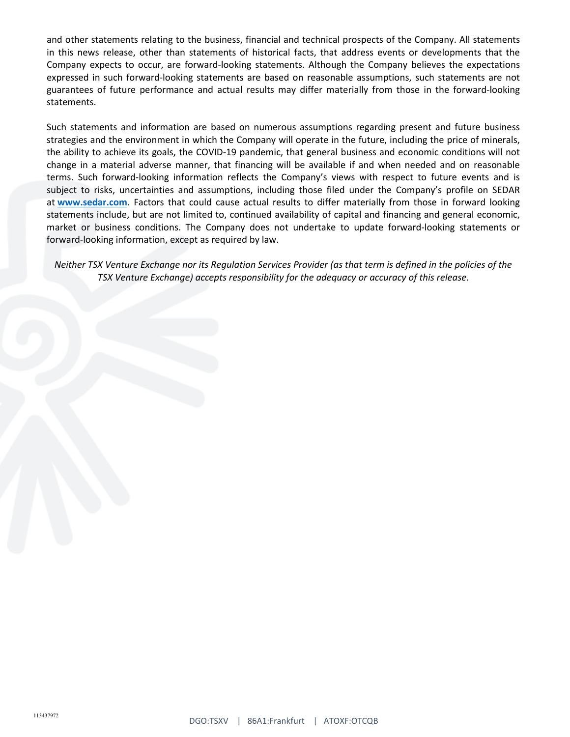and other statements relating to the business, financial and technical prospects of the Company. All statements in this news release, other than statements of historical facts, that address events or developments that the Company expects to occur, are forward-looking statements. Although the Company believes the expectations expressed in such forward-looking statements are based on reasonable assumptions, such statements are not guarantees of future performance and actual results may differ materially from those in the forward-looking statements.

Such statements and information are based on numerous assumptions regarding present and future business strategies and the environment in which the Company will operate in the future, including the price of minerals, the ability to achieve its goals, the COVID-19 pandemic, that general business and economic conditions will not change in a material adverse manner, that financing will be available if and when needed and on reasonable terms. Such forward-looking information reflects the Company's views with respect to future events and is subject to risks, uncertainties and assumptions, including those filed under the Company's profile on SEDAR at **www.sedar.com**. Factors that could cause actual results to differ materially from those in forward looking statements include, but are not limited to, continued availability of capital and financing and general economic, market or business conditions. The Company does not undertake to update forward-looking statements or forward-looking information, except as required by law.

*Neither TSX Venture Exchange nor its Regulation Services Provider (as that term is defined in the policies of the TSX Venture Exchange) accepts responsibility for the adequacy or accuracy of this release.*